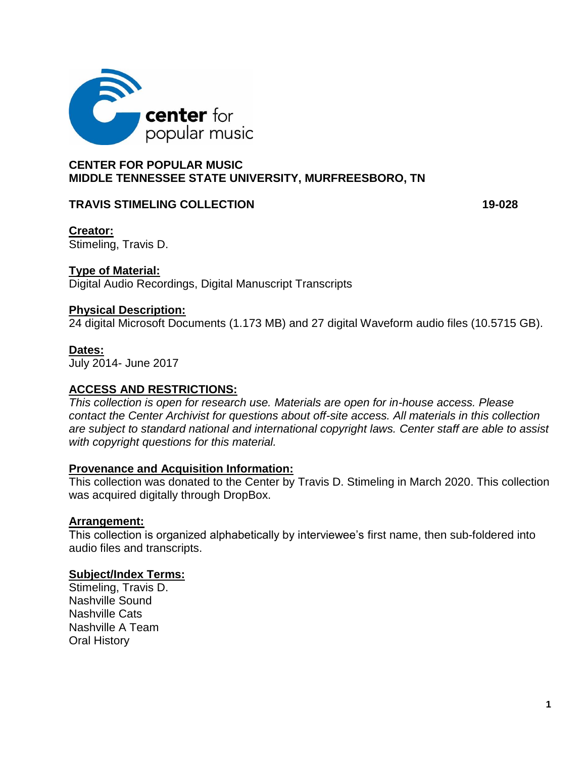**CENTER FOR POPULAR MUSIC**
**MIDDLE TENNESSEE STATE UNIVERSITY, MURFREESBORO, TN**

# TRAVIS STIMELING COLLECTION 19-028

## Creator:
Stimeling, Travis D.

## Type of Material:
Digital Audio Recordings, Digital Manuscript Transcripts

## Physical Description:
24 digital Microsoft Documents (1.173 MB) and 27 digital Waveform audio files (10.5715 GB).

## Dates:
July 2014- June 2017

## ACCESS AND RESTRICTIONS:
*This collection is open for research use. Materials are open for in-house access. Please contact the Center Archivist for questions about off-site access. All materials in this collection are subject to standard national and international copyright laws. Center staff are able to assist with copyright questions for this material.*

## Provenance and Acquisition Information:
This collection was donated to the Center by Travis D. Stimeling in March 2020. This collection was acquired digitally through DropBox.

## Arrangement:
This collection is organized alphabetically by interviewee's first name, then sub-foldered into audio files and transcripts.

## Subject/Index Terms:
Stimeling, Travis D.
Nashville Sound
Nashville Cats
Nashville A Team
Oral History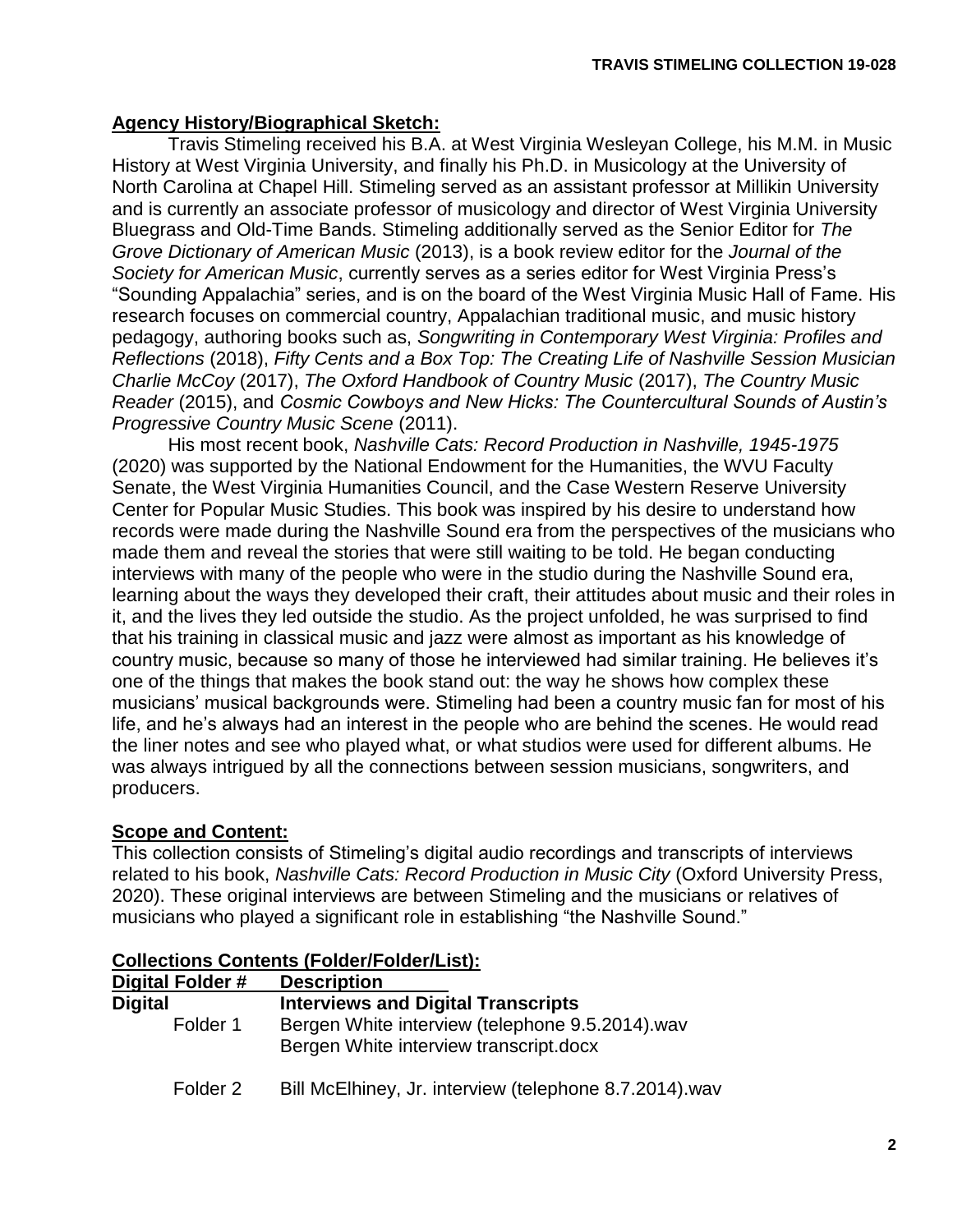## Agency History/Biographical Sketch:

Travis Stimeling received his B.A. at West Virginia Wesleyan College, his M.M. in Music History at West Virginia University, and finally his Ph.D. in Musicology at the University of North Carolina at Chapel Hill. Stimeling served as an assistant professor at Millikin University and is currently an associate professor of musicology and director of West Virginia University Bluegrass and Old-Time Bands. Stimeling additionally served as the Senior Editor for *The Grove Dictionary of American Music* (2013), is a book review editor for the *Journal of the Society for American Music*, currently serves as a series editor for West Virginia Press's "Sounding Appalachia" series, and is on the board of the West Virginia Music Hall of Fame. His research focuses on commercial country, Appalachian traditional music, and music history pedagogy, authoring books such as, *Songwriting in Contemporary West Virginia: Profiles and Reflections* (2018), *Fifty Cents and a Box Top: The Creating Life of Nashville Session Musician Charlie McCoy* (2017), *The Oxford Handbook of Country Music* (2017), *The Country Music Reader* (2015), and *Cosmic Cowboys and New Hicks: The Countercultural Sounds of Austin's Progressive Country Music Scene* (2011).

His most recent book, *Nashville Cats: Record Production in Nashville, 1945-1975* (2020) was supported by the National Endowment for the Humanities, the WVU Faculty Senate, the West Virginia Humanities Council, and the Case Western Reserve University Center for Popular Music Studies. This book was inspired by his desire to understand how records were made during the Nashville Sound era from the perspectives of the musicians who made them and reveal the stories that were still waiting to be told. He began conducting interviews with many of the people who were in the studio during the Nashville Sound era, learning about the ways they developed their craft, their attitudes about music and their roles in it, and the lives they led outside the studio. As the project unfolded, he was surprised to find that his training in classical music and jazz were almost as important as his knowledge of country music, because so many of those he interviewed had similar training. He believes it's one of the things that makes the book stand out: the way he shows how complex these musicians' musical backgrounds were. Stimeling had been a country music fan for most of his life, and he's always had an interest in the people who are behind the scenes. He would read the liner notes and see who played what, or what studios were used for different albums. He was always intrigued by all the connections between session musicians, songwriters, and producers.

## Scope and Content:

This collection consists of Stimeling's digital audio recordings and transcripts of interviews related to his book, *Nashville Cats: Record Production in Music City* (Oxford University Press, 2020). These original interviews are between Stimeling and the musicians or relatives of musicians who played a significant role in establishing "the Nashville Sound."

## Collections Contents (Folder/Folder/List):

| Digital Folder # | Description |
|---|---|
| **Digital** | **Interviews and Digital Transcripts** |
| Folder 1 | Bergen White interview (telephone 9.5.2014).wav<br>Bergen White interview transcript.docx |
| Folder 2 | Bill McElhiney, Jr. interview (telephone 8.7.2014).wav |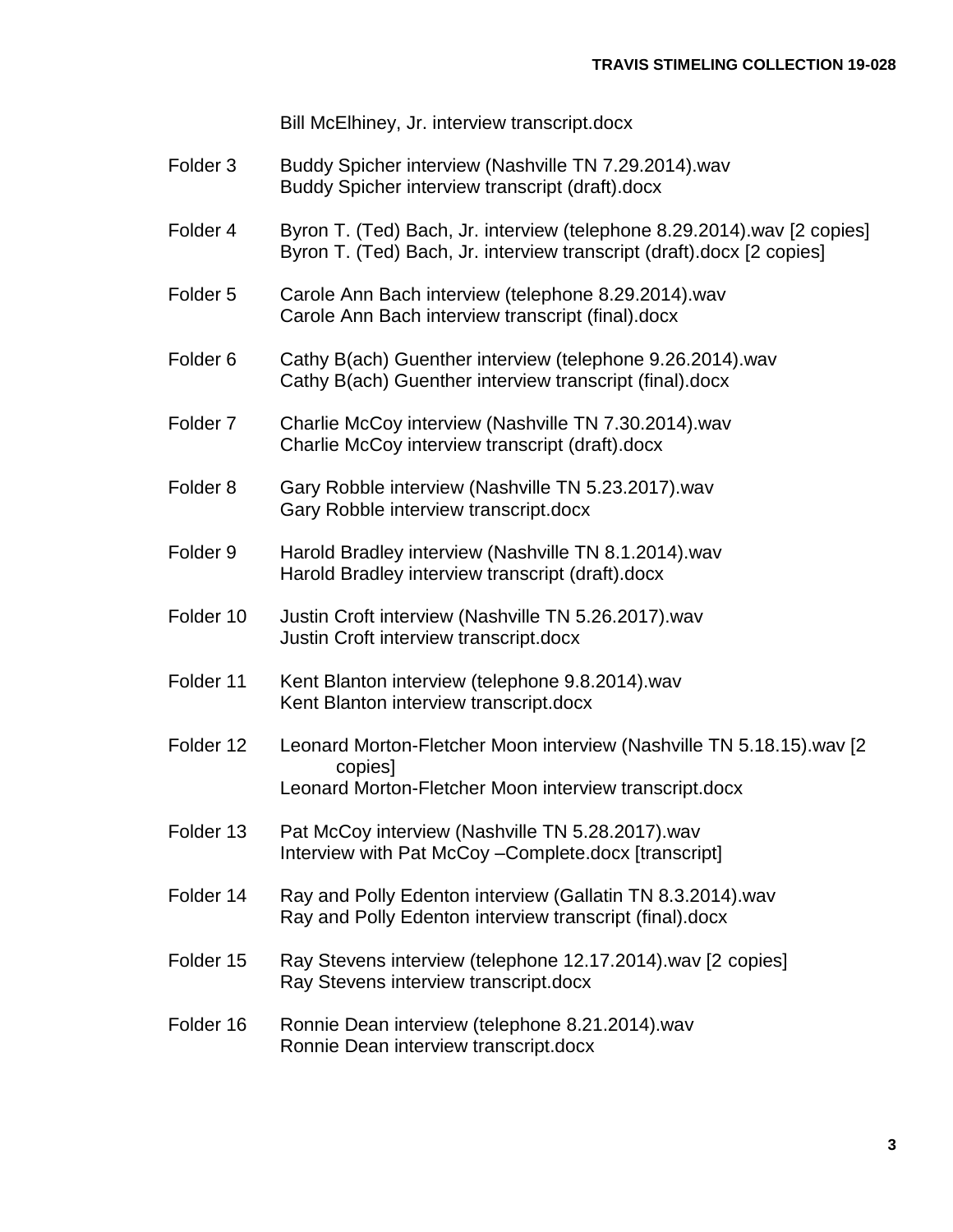Bill McElhiney, Jr. interview transcript.docx

Folder 3 Buddy Spicher interview (Nashville TN 7.29.2014).wav
Buddy Spicher interview transcript (draft).docx

Folder 4 Byron T. (Ted) Bach, Jr. interview (telephone 8.29.2014).wav [2 copies]
Byron T. (Ted) Bach, Jr. interview transcript (draft).docx [2 copies]

Folder 5 Carole Ann Bach interview (telephone 8.29.2014).wav
Carole Ann Bach interview transcript (final).docx

Folder 6 Cathy B(ach) Guenther interview (telephone 9.26.2014).wav
Cathy B(ach) Guenther interview transcript (final).docx

Folder 7 Charlie McCoy interview (Nashville TN 7.30.2014).wav
Charlie McCoy interview transcript (draft).docx

Folder 8 Gary Robble interview (Nashville TN 5.23.2017).wav
Gary Robble interview transcript.docx

Folder 9 Harold Bradley interview (Nashville TN 8.1.2014).wav
Harold Bradley interview transcript (draft).docx

Folder 10 Justin Croft interview (Nashville TN 5.26.2017).wav
Justin Croft interview transcript.docx

Folder 11 Kent Blanton interview (telephone 9.8.2014).wav
Kent Blanton interview transcript.docx

Folder 12 Leonard Morton-Fletcher Moon interview (Nashville TN 5.18.15).wav [2 copies]
Leonard Morton-Fletcher Moon interview transcript.docx

Folder 13 Pat McCoy interview (Nashville TN 5.28.2017).wav
Interview with Pat McCoy –Complete.docx [transcript]

Folder 14 Ray and Polly Edenton interview (Gallatin TN 8.3.2014).wav
Ray and Polly Edenton interview transcript (final).docx

Folder 15 Ray Stevens interview (telephone 12.17.2014).wav [2 copies]
Ray Stevens interview transcript.docx

Folder 16 Ronnie Dean interview (telephone 8.21.2014).wav
Ronnie Dean interview transcript.docx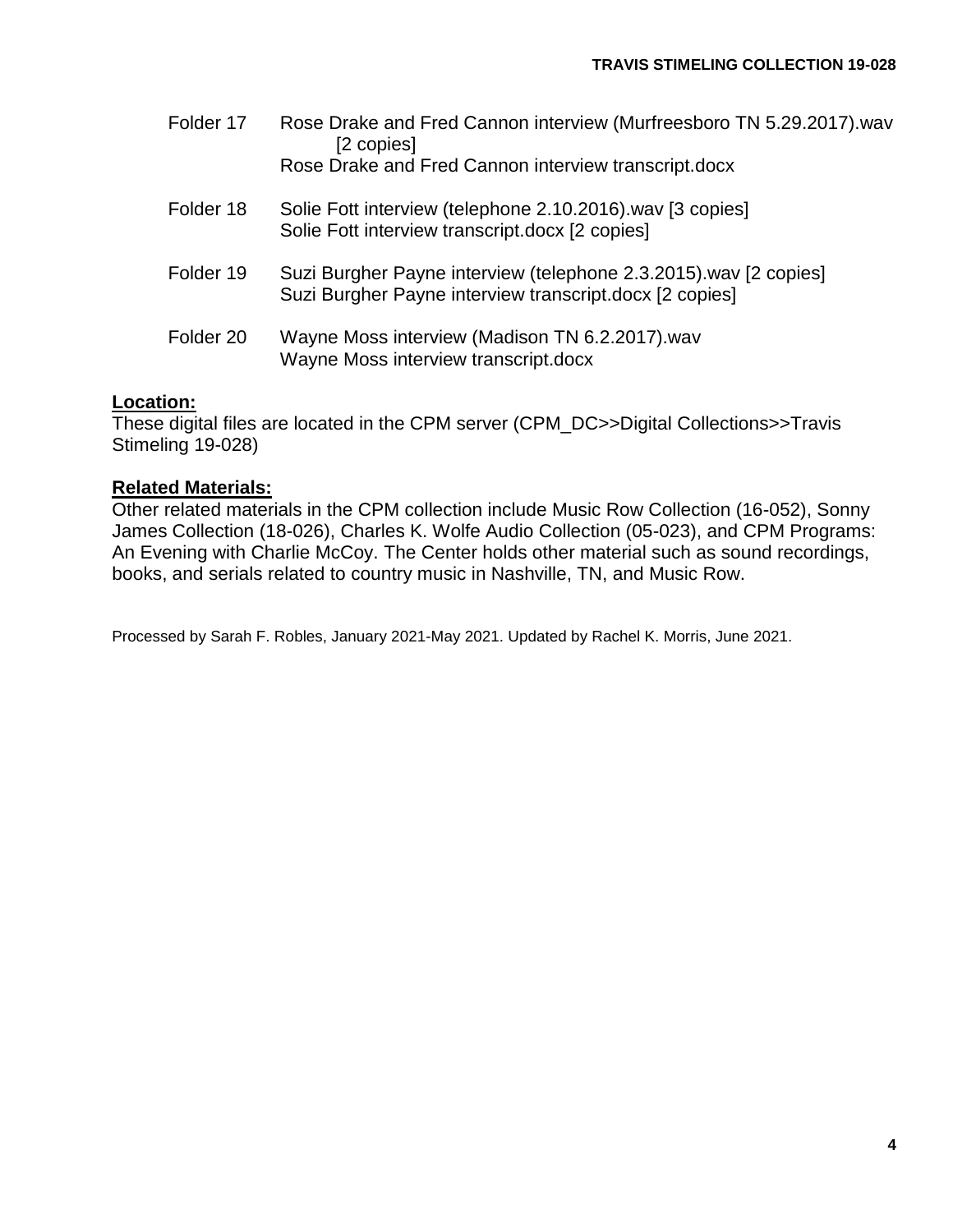| | |
|---|---|
| Folder 17 | Rose Drake and Fred Cannon interview (Murfreesboro TN 5.29.2017).wav [2 copies]<br>Rose Drake and Fred Cannon interview transcript.docx |
| Folder 18 | Solie Fott interview (telephone 2.10.2016).wav [3 copies]<br>Solie Fott interview transcript.docx [2 copies] |
| Folder 19 | Suzi Burgher Payne interview (telephone 2.3.2015).wav [2 copies]<br>Suzi Burgher Payne interview transcript.docx [2 copies] |
| Folder 20 | Wayne Moss interview (Madison TN 6.2.2017).wav<br>Wayne Moss interview transcript.docx |

**Location:**

These digital files are located in the CPM server (CPM_DC>>Digital Collections>>Travis Stimeling 19-028)

**Related Materials:**

Other related materials in the CPM collection include Music Row Collection (16-052), Sonny James Collection (18-026), Charles K. Wolfe Audio Collection (05-023), and CPM Programs: An Evening with Charlie McCoy. The Center holds other material such as sound recordings, books, and serials related to country music in Nashville, TN, and Music Row.

Processed by Sarah F. Robles, January 2021-May 2021. Updated by Rachel K. Morris, June 2021.